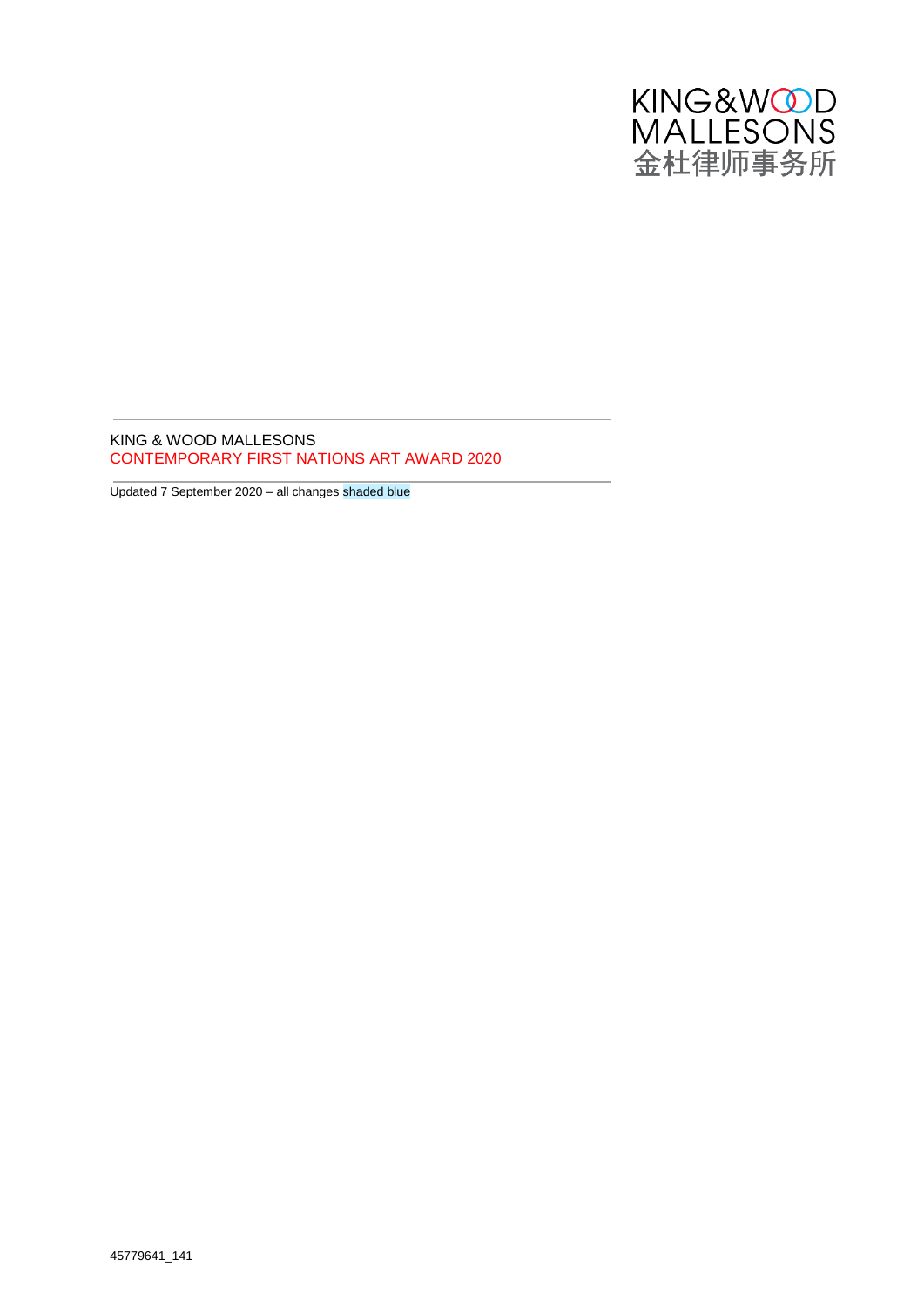KING&WOOD
MALLESONS
金杜律师事务所

# KING & WOOD MALLESONS
# CONTEMPORARY FIRST NATIONS ART AWARD 2020

Updated 7 September 2020 – all changes shaded blue

45779641_141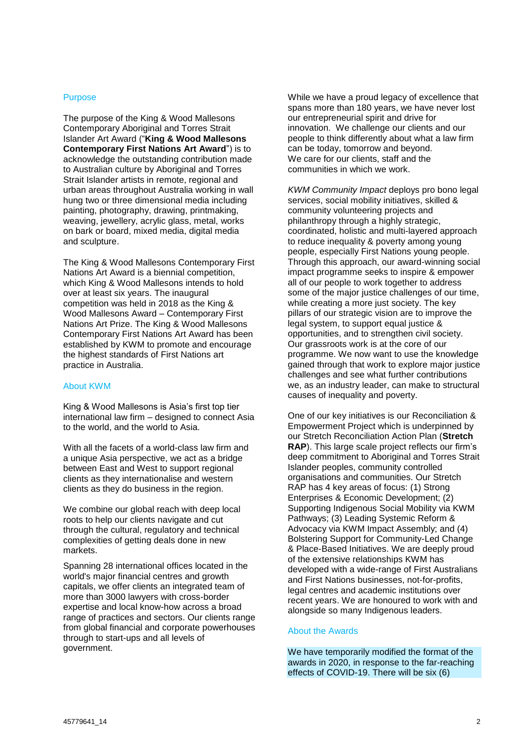## Purpose

The purpose of the King & Wood Mallesons Contemporary Aboriginal and Torres Strait Islander Art Award ("**King & Wood Mallesons Contemporary First Nations Art Award**") is to acknowledge the outstanding contribution made to Australian culture by Aboriginal and Torres Strait Islander artists in remote, regional and urban areas throughout Australia working in wall hung two or three dimensional media including painting, photography, drawing, printmaking, weaving, jewellery, acrylic glass, metal, works on bark or board, mixed media, digital media and sculpture.

The King & Wood Mallesons Contemporary First Nations Art Award is a biennial competition, which King & Wood Mallesons intends to hold over at least six years. The inaugural competition was held in 2018 as the King & Wood Mallesons Award – Contemporary First Nations Art Prize. The King & Wood Mallesons Contemporary First Nations Art Award has been established by KWM to promote and encourage the highest standards of First Nations art practice in Australia.

## About KWM

King & Wood Mallesons is Asia's first top tier international law firm – designed to connect Asia to the world, and the world to Asia.

With all the facets of a world-class law firm and a unique Asia perspective, we act as a bridge between East and West to support regional clients as they internationalise and western clients as they do business in the region.

We combine our global reach with deep local roots to help our clients navigate and cut through the cultural, regulatory and technical complexities of getting deals done in new markets.

Spanning 28 international offices located in the world's major financial centres and growth capitals, we offer clients an integrated team of more than 3000 lawyers with cross-border expertise and local know-how across a broad range of practices and sectors. Our clients range from global financial and corporate powerhouses through to start-ups and all levels of government.

While we have a proud legacy of excellence that spans more than 180 years, we have never lost our entrepreneurial spirit and drive for innovation. We challenge our clients and our people to think differently about what a law firm can be today, tomorrow and beyond. We care for our clients, staff and the communities in which we work.

*KWM Community Impact* deploys pro bono legal services, social mobility initiatives, skilled & community volunteering projects and philanthropy through a highly strategic, coordinated, holistic and multi-layered approach to reduce inequality & poverty among young people, especially First Nations young people. Through this approach, our award-winning social impact programme seeks to inspire & empower all of our people to work together to address some of the major justice challenges of our time, while creating a more just society. The key pillars of our strategic vision are to improve the legal system, to support equal justice & opportunities, and to strengthen civil society. Our grassroots work is at the core of our programme. We now want to use the knowledge gained through that work to explore major justice challenges and see what further contributions we, as an industry leader, can make to structural causes of inequality and poverty.

One of our key initiatives is our Reconciliation & Empowerment Project which is underpinned by our Stretch Reconciliation Action Plan (**Stretch RAP**). This large scale project reflects our firm's deep commitment to Aboriginal and Torres Strait Islander peoples, community controlled organisations and communities. Our Stretch RAP has 4 key areas of focus: (1) Strong Enterprises & Economic Development; (2) Supporting Indigenous Social Mobility via KWM Pathways; (3) Leading Systemic Reform & Advocacy via KWM Impact Assembly; and (4) Bolstering Support for Community-Led Change & Place-Based Initiatives. We are deeply proud of the extensive relationships KWM has developed with a wide-range of First Australians and First Nations businesses, not-for-profits, legal centres and academic institutions over recent years. We are honoured to work with and alongside so many Indigenous leaders.

## About the Awards

We have temporarily modified the format of the awards in 2020, in response to the far-reaching effects of COVID-19. There will be six (6)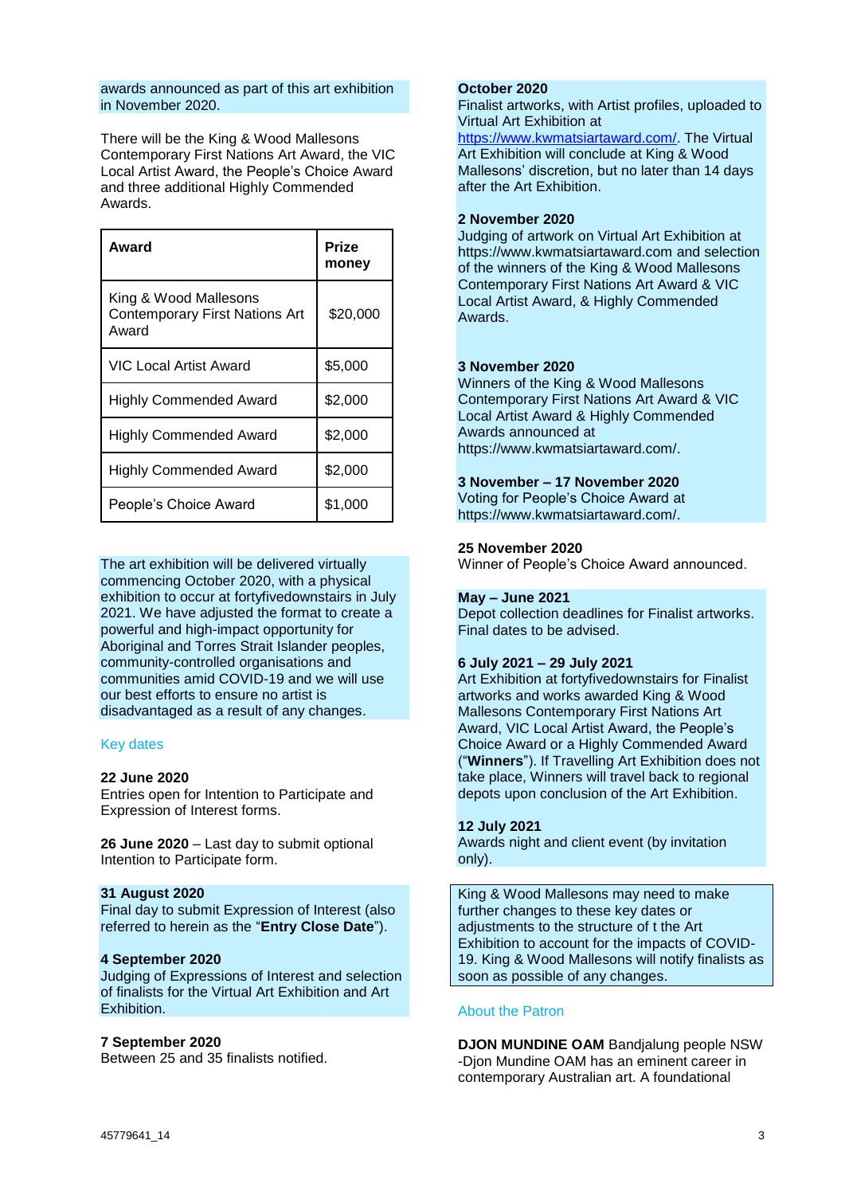awards announced as part of this art exhibition in November 2020.

There will be the King & Wood Mallesons Contemporary First Nations Art Award, the VIC Local Artist Award, the People's Choice Award and three additional Highly Commended Awards.

| Award | Prize money |
|---|---|
| King & Wood Mallesons Contemporary First Nations Art Award | $20,000 |
| VIC Local Artist Award | $5,000 |
| Highly Commended Award | $2,000 |
| Highly Commended Award | $2,000 |
| Highly Commended Award | $2,000 |
| People's Choice Award | $1,000 |

The art exhibition will be delivered virtually commencing October 2020, with a physical exhibition to occur at fortyfivedownstairs in July 2021. We have adjusted the format to create a powerful and high-impact opportunity for Aboriginal and Torres Strait Islander peoples, community-controlled organisations and communities amid COVID-19 and we will use our best efforts to ensure no artist is disadvantaged as a result of any changes.

## Key dates

**22 June 2020**
Entries open for Intention to Participate and Expression of Interest forms.

**26 June 2020** – Last day to submit optional Intention to Participate form.

**31 August 2020**
Final day to submit Expression of Interest (also referred to herein as the "**Entry Close Date**").

**4 September 2020**
Judging of Expressions of Interest and selection of finalists for the Virtual Art Exhibition and Art Exhibition.

**7 September 2020**
Between 25 and 35 finalists notified.

**October 2020**
Finalist artworks, with Artist profiles, uploaded to Virtual Art Exhibition at https://www.kwmatsiartaward.com/. The Virtual Art Exhibition will conclude at King & Wood Mallesons' discretion, but no later than 14 days after the Art Exhibition.

**2 November 2020**
Judging of artwork on Virtual Art Exhibition at https://www.kwmatsiartaward.com and selection of the winners of the King & Wood Mallesons Contemporary First Nations Art Award & VIC Local Artist Award, & Highly Commended Awards.

**3 November 2020**
Winners of the King & Wood Mallesons Contemporary First Nations Art Award & VIC Local Artist Award & Highly Commended Awards announced at https://www.kwmatsiartaward.com/.

**3 November – 17 November 2020**
Voting for People's Choice Award at https://www.kwmatsiartaward.com/.

**25 November 2020**
Winner of People's Choice Award announced.

**May – June 2021**
Depot collection deadlines for Finalist artworks. Final dates to be advised.

**6 July 2021 – 29 July 2021**
Art Exhibition at fortyfivedownstairs for Finalist artworks and works awarded King & Wood Mallesons Contemporary First Nations Art Award, VIC Local Artist Award, the People's Choice Award or a Highly Commended Award ("**Winners**"). If Travelling Art Exhibition does not take place, Winners will travel back to regional depots upon conclusion of the Art Exhibition.

**12 July 2021**
Awards night and client event (by invitation only).

King & Wood Mallesons may need to make further changes to these key dates or adjustments to the structure of t the Art Exhibition to account for the impacts of COVID-19. King & Wood Mallesons will notify finalists as soon as possible of any changes.

## About the Patron

**DJON MUNDINE OAM** Bandjalung people NSW -Djon Mundine OAM has an eminent career in contemporary Australian art. A foundational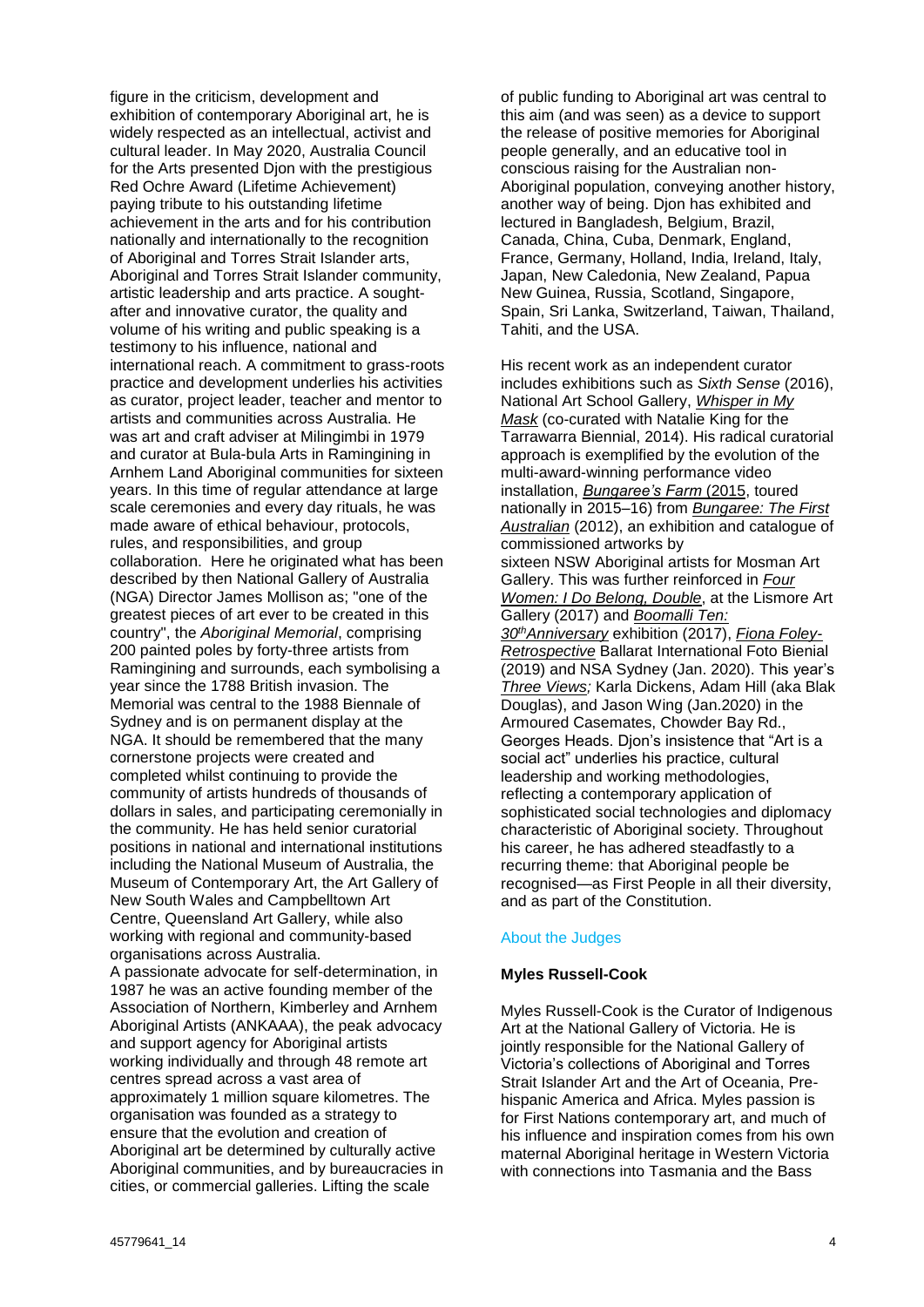figure in the criticism, development and exhibition of contemporary Aboriginal art, he is widely respected as an intellectual, activist and cultural leader. In May 2020, Australia Council for the Arts presented Djon with the prestigious Red Ochre Award (Lifetime Achievement) paying tribute to his outstanding lifetime achievement in the arts and for his contribution nationally and internationally to the recognition of Aboriginal and Torres Strait Islander arts, Aboriginal and Torres Strait Islander community, artistic leadership and arts practice. A sought-after and innovative curator, the quality and volume of his writing and public speaking is a testimony to his influence, national and international reach. A commitment to grass-roots practice and development underlies his activities as curator, project leader, teacher and mentor to artists and communities across Australia. He was art and craft adviser at Milingimbi in 1979 and curator at Bula-bula Arts in Ramingining in Arnhem Land Aboriginal communities for sixteen years. In this time of regular attendance at large scale ceremonies and every day rituals, he was made aware of ethical behaviour, protocols, rules, and responsibilities, and group collaboration. Here he originated what has been described by then National Gallery of Australia (NGA) Director James Mollison as; "one of the greatest pieces of art ever to be created in this country", the *Aboriginal Memorial*, comprising 200 painted poles by forty-three artists from Ramingining and surrounds, each symbolising a year since the 1788 British invasion. The Memorial was central to the 1988 Biennale of Sydney and is on permanent display at the NGA. It should be remembered that the many cornerstone projects were created and completed whilst continuing to provide the community of artists hundreds of thousands of dollars in sales, and participating ceremonially in the community. He has held senior curatorial positions in national and international institutions including the National Museum of Australia, the Museum of Contemporary Art, the Art Gallery of New South Wales and Campbelltown Art Centre, Queensland Art Gallery, while also working with regional and community-based organisations across Australia.

A passionate advocate for self-determination, in 1987 he was an active founding member of the Association of Northern, Kimberley and Arnhem Aboriginal Artists (ANKAAA), the peak advocacy and support agency for Aboriginal artists working individually and through 48 remote art centres spread across a vast area of approximately 1 million square kilometres. The organisation was founded as a strategy to ensure that the evolution and creation of Aboriginal art be determined by culturally active Aboriginal communities, and by bureaucracies in cities, or commercial galleries. Lifting the scale of public funding to Aboriginal art was central to this aim (and was seen) as a device to support the release of positive memories for Aboriginal people generally, and an educative tool in conscious raising for the Australian non-Aboriginal population, conveying another history, another way of being. Djon has exhibited and lectured in Bangladesh, Belgium, Brazil, Canada, China, Cuba, Denmark, England, France, Germany, Holland, India, Ireland, Italy, Japan, New Caledonia, New Zealand, Papua New Guinea, Russia, Scotland, Singapore, Spain, Sri Lanka, Switzerland, Taiwan, Thailand, Tahiti, and the USA.

His recent work as an independent curator includes exhibitions such as *Sixth Sense* (2016), National Art School Gallery, *Whisper in My Mask* (co-curated with Natalie King for the Tarrawarra Biennial, 2014). His radical curatorial approach is exemplified by the evolution of the multi-award-winning performance video installation, *Bungaree's Farm* (2015, toured nationally in 2015–16) from *Bungaree: The First Australian* (2012), an exhibition and catalogue of commissioned artworks by sixteen NSW Aboriginal artists for Mosman Art Gallery. This was further reinforced in *Four Women: I Do Belong, Double*, at the Lismore Art Gallery (2017) and *Boomalli Ten: 30th Anniversary* exhibition (2017), *Fiona Foley-Retrospective* Ballarat International Foto Bienial (2019) and NSA Sydney (Jan. 2020). This year's *Three Views;* Karla Dickens, Adam Hill (aka Blak Douglas), and Jason Wing (Jan.2020) in the Armoured Casemates, Chowder Bay Rd., Georges Heads. Djon's insistence that "Art is a social act" underlies his practice, cultural leadership and working methodologies, reflecting a contemporary application of sophisticated social technologies and diplomacy characteristic of Aboriginal society. Throughout his career, he has adhered steadfastly to a recurring theme: that Aboriginal people be recognised—as First People in all their diversity, and as part of the Constitution.

## About the Judges

### Myles Russell-Cook

Myles Russell-Cook is the Curator of Indigenous Art at the National Gallery of Victoria. He is jointly responsible for the National Gallery of Victoria's collections of Aboriginal and Torres Strait Islander Art and the Art of Oceania, Pre-hispanic America and Africa. Myles passion is for First Nations contemporary art, and much of his influence and inspiration comes from his own maternal Aboriginal heritage in Western Victoria with connections into Tasmania and the Bass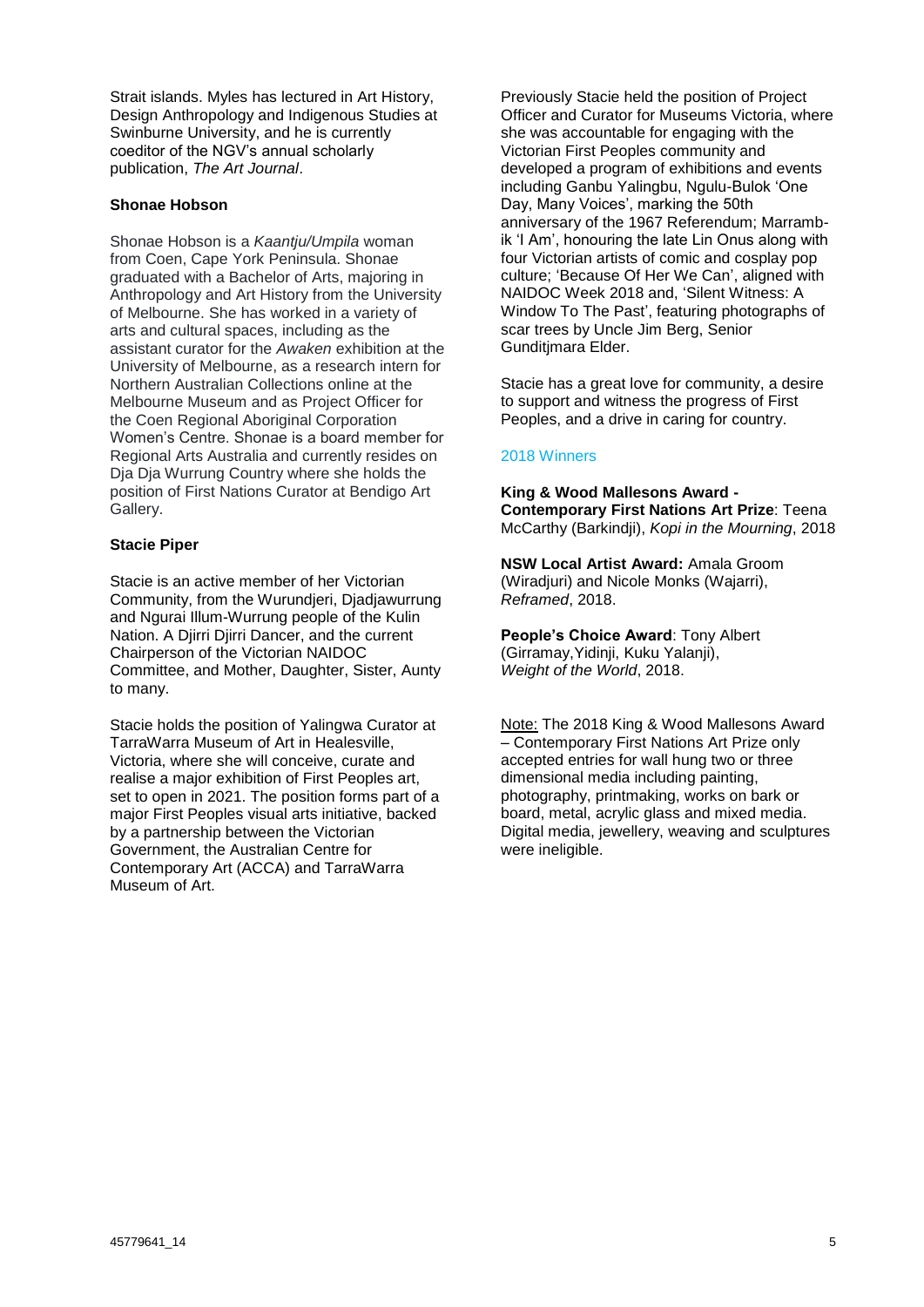Strait islands. Myles has lectured in Art History, Design Anthropology and Indigenous Studies at Swinburne University, and he is currently coeditor of the NGV's annual scholarly publication, *The Art Journal*.

### Shonae Hobson

Shonae Hobson is a *Kaantju/Umpila* woman from Coen, Cape York Peninsula. Shonae graduated with a Bachelor of Arts, majoring in Anthropology and Art History from the University of Melbourne. She has worked in a variety of arts and cultural spaces, including as the assistant curator for the *Awaken* exhibition at the University of Melbourne, as a research intern for Northern Australian Collections online at the Melbourne Museum and as Project Officer for the Coen Regional Aboriginal Corporation Women's Centre. Shonae is a board member for Regional Arts Australia and currently resides on Dja Dja Wurrung Country where she holds the position of First Nations Curator at Bendigo Art Gallery.

### Stacie Piper

Stacie is an active member of her Victorian Community, from the Wurundjeri, Djadjawurrung and Ngurai Illum-Wurrung people of the Kulin Nation. A Djirri Djirri Dancer, and the current Chairperson of the Victorian NAIDOC Committee, and Mother, Daughter, Sister, Aunty to many.

Stacie holds the position of Yalingwa Curator at TarraWarra Museum of Art in Healesville, Victoria, where she will conceive, curate and realise a major exhibition of First Peoples art, set to open in 2021. The position forms part of a major First Peoples visual arts initiative, backed by a partnership between the Victorian Government, the Australian Centre for Contemporary Art (ACCA) and TarraWarra Museum of Art.

Previously Stacie held the position of Project Officer and Curator for Museums Victoria, where she was accountable for engaging with the Victorian First Peoples community and developed a program of exhibitions and events including Ganbu Yalingbu, Ngulu-Bulok 'One Day, Many Voices', marking the 50th anniversary of the 1967 Referendum; Marramb-ik 'I Am', honouring the late Lin Onus along with four Victorian artists of comic and cosplay pop culture; 'Because Of Her We Can', aligned with NAIDOC Week 2018 and, 'Silent Witness: A Window To The Past', featuring photographs of scar trees by Uncle Jim Berg, Senior Gunditjmara Elder.

Stacie has a great love for community, a desire to support and witness the progress of First Peoples, and a drive in caring for country.

## 2018 Winners

**King & Wood Mallesons Award - Contemporary First Nations Art Prize**: Teena McCarthy (Barkindji), *Kopi in the Mourning*, 2018

**NSW Local Artist Award:** Amala Groom (Wiradjuri) and Nicole Monks (Wajarri), *Reframed*, 2018.

**People's Choice Award**: Tony Albert (Girramay,Yidinji, Kuku Yalanji), *Weight of the World*, 2018.

Note: The 2018 King & Wood Mallesons Award – Contemporary First Nations Art Prize only accepted entries for wall hung two or three dimensional media including painting, photography, printmaking, works on bark or board, metal, acrylic glass and mixed media. Digital media, jewellery, weaving and sculptures were ineligible.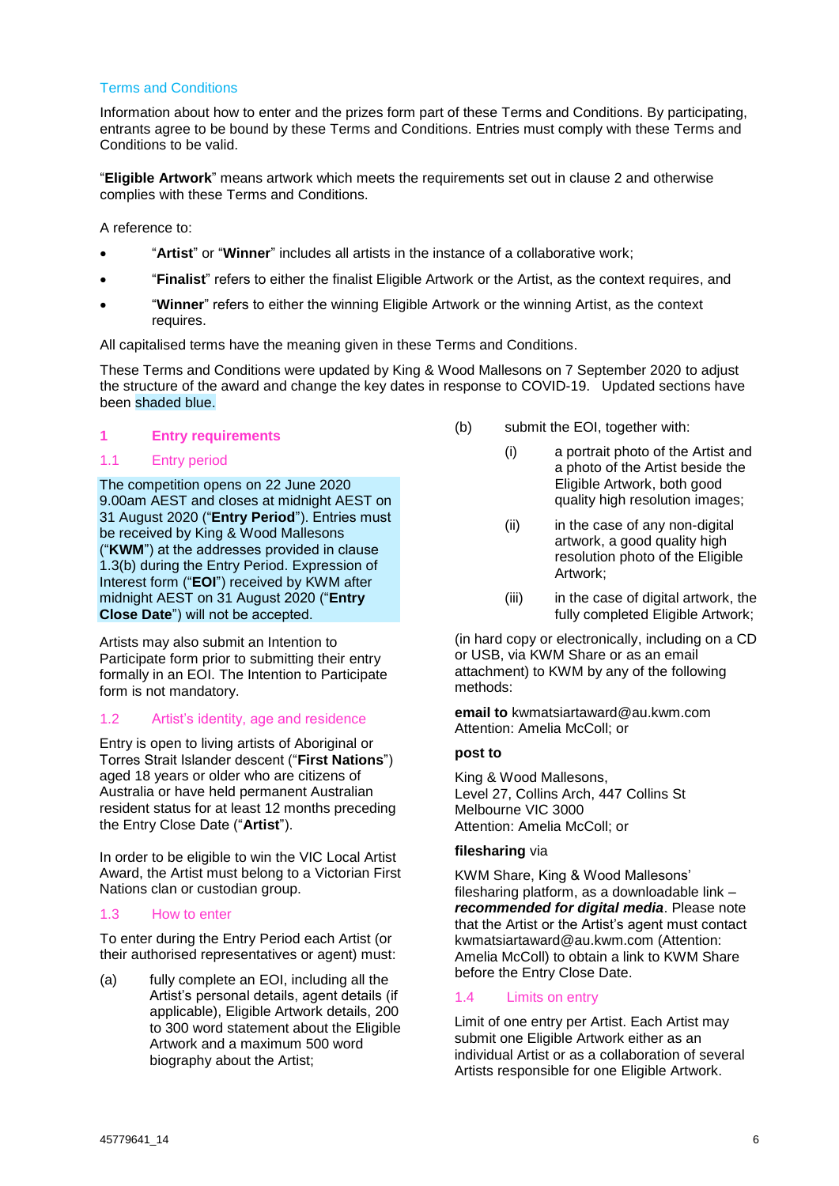## Terms and Conditions

Information about how to enter and the prizes form part of these Terms and Conditions. By participating, entrants agree to be bound by these Terms and Conditions. Entries must comply with these Terms and Conditions to be valid.

"**Eligible Artwork**" means artwork which meets the requirements set out in clause 2 and otherwise complies with these Terms and Conditions.

A reference to:

- "**Artist**" or "**Winner**" includes all artists in the instance of a collaborative work;
- "**Finalist**" refers to either the finalist Eligible Artwork or the Artist, as the context requires, and
- "**Winner**" refers to either the winning Eligible Artwork or the winning Artist, as the context requires.

All capitalised terms have the meaning given in these Terms and Conditions.

These Terms and Conditions were updated by King & Wood Mallesons on 7 September 2020 to adjust the structure of the award and change the key dates in response to COVID-19. Updated sections have been shaded blue.

## 1 Entry requirements

### 1.1 Entry period

The competition opens on 22 June 2020 9.00am AEST and closes at midnight AEST on 31 August 2020 ("**Entry Period**"). Entries must be received by King & Wood Mallesons ("**KWM**") at the addresses provided in clause 1.3(b) during the Entry Period. Expression of Interest form ("**EOI**") received by KWM after midnight AEST on 31 August 2020 ("**Entry Close Date**") will not be accepted.

Artists may also submit an Intention to Participate form prior to submitting their entry formally in an EOI. The Intention to Participate form is not mandatory.

### 1.2 Artist's identity, age and residence

Entry is open to living artists of Aboriginal or Torres Strait Islander descent ("**First Nations**") aged 18 years or older who are citizens of Australia or have held permanent Australian resident status for at least 12 months preceding the Entry Close Date ("**Artist**").

In order to be eligible to win the VIC Local Artist Award, the Artist must belong to a Victorian First Nations clan or custodian group.

### 1.3 How to enter

To enter during the Entry Period each Artist (or their authorised representatives or agent) must:

(a) fully complete an EOI, including all the Artist's personal details, agent details (if applicable), Eligible Artwork details, 200 to 300 word statement about the Eligible Artwork and a maximum 500 word biography about the Artist;

(b) submit the EOI, together with:

 (i) a portrait photo of the Artist and a photo of the Artist beside the Eligible Artwork, both good quality high resolution images;

 (ii) in the case of any non-digital artwork, a good quality high resolution photo of the Eligible Artwork;

 (iii) in the case of digital artwork, the fully completed Eligible Artwork;

(in hard copy or electronically, including on a CD or USB, via KWM Share or as an email attachment) to KWM by any of the following methods:

**email to** kwmatsiartaward@au.kwm.com
Attention: Amelia McColl; or

**post to**

King & Wood Mallesons,
Level 27, Collins Arch, 447 Collins St
Melbourne VIC 3000
Attention: Amelia McColl; or

**filesharing** via

KWM Share, King & Wood Mallesons' filesharing platform, as a downloadable link – ***recommended for digital media***. Please note that the Artist or the Artist's agent must contact kwmatsiartaward@au.kwm.com (Attention: Amelia McColl) to obtain a link to KWM Share before the Entry Close Date.

### 1.4 Limits on entry

Limit of one entry per Artist. Each Artist may submit one Eligible Artwork either as an individual Artist or as a collaboration of several Artists responsible for one Eligible Artwork.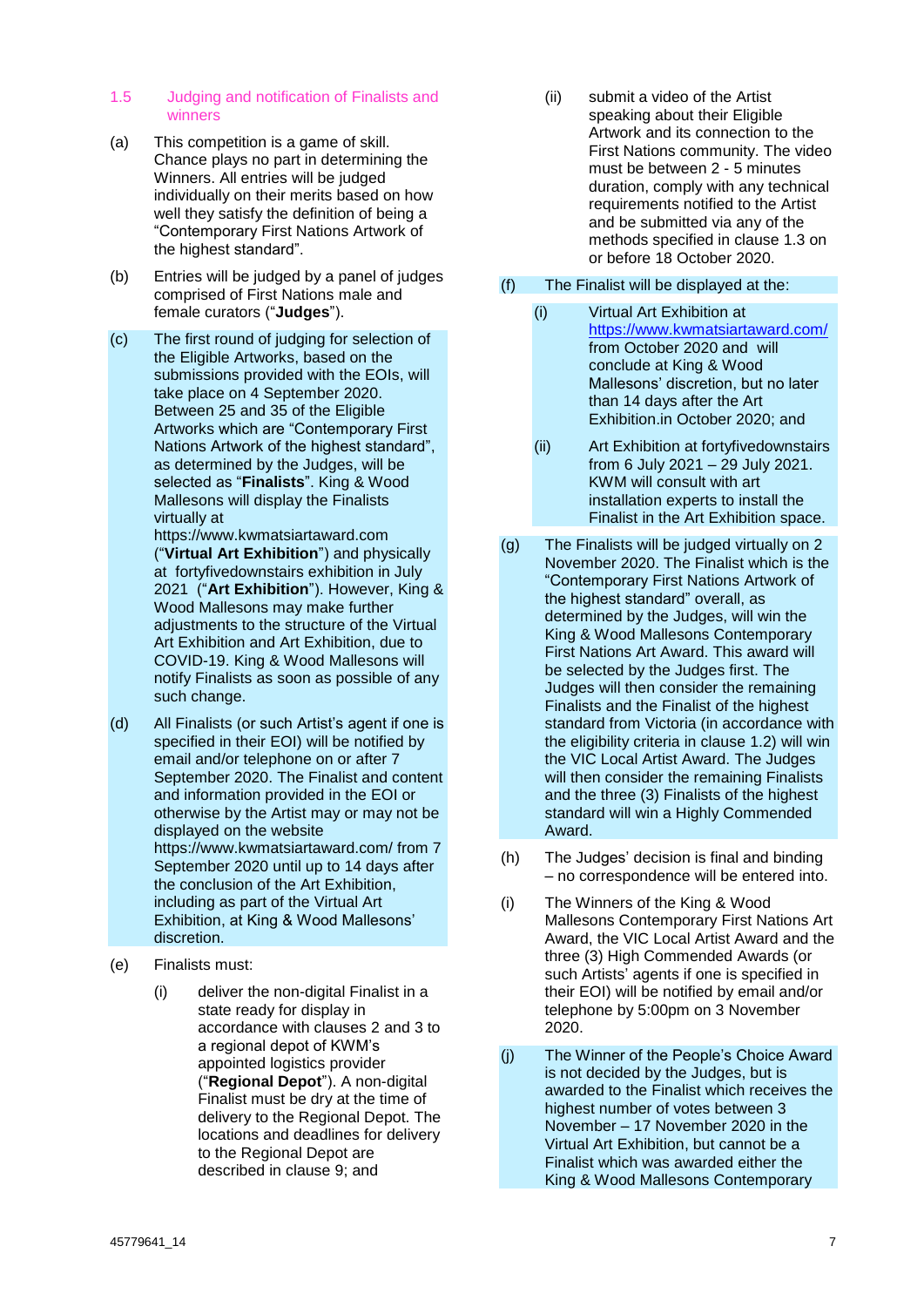### 1.5 Judging and notification of Finalists and winners

(a) This competition is a game of skill. Chance plays no part in determining the Winners. All entries will be judged individually on their merits based on how well they satisfy the definition of being a "Contemporary First Nations Artwork of the highest standard".

(b) Entries will be judged by a panel of judges comprised of First Nations male and female curators ("**Judges**").

(c) The first round of judging for selection of the Eligible Artworks, based on the submissions provided with the EOIs, will take place on 4 September 2020. Between 25 and 35 of the Eligible Artworks which are "Contemporary First Nations Artwork of the highest standard", as determined by the Judges, will be selected as "**Finalists**". King & Wood Mallesons will display the Finalists virtually at https://www.kwmatsiartaward.com ("**Virtual Art Exhibition**") and physically at fortyfivedownstairs exhibition in July 2021 ("**Art Exhibition**"). However, King & Wood Mallesons may make further adjustments to the structure of the Virtual Art Exhibition and Art Exhibition, due to COVID-19. King & Wood Mallesons will notify Finalists as soon as possible of any such change.

(d) All Finalists (or such Artist's agent if one is specified in their EOI) will be notified by email and/or telephone on or after 7 September 2020. The Finalist and content and information provided in the EOI or otherwise by the Artist may or may not be displayed on the website https://www.kwmatsiartaward.com/ from 7 September 2020 until up to 14 days after the conclusion of the Art Exhibition, including as part of the Virtual Art Exhibition, at King & Wood Mallesons' discretion.

(e) Finalists must:

(i) deliver the non-digital Finalist in a state ready for display in accordance with clauses 2 and 3 to a regional depot of KWM's appointed logistics provider ("**Regional Depot**"). A non-digital Finalist must be dry at the time of delivery to the Regional Depot. The locations and deadlines for delivery to the Regional Depot are described in clause 9; and

(ii) submit a video of the Artist speaking about their Eligible Artwork and its connection to the First Nations community. The video must be between 2 - 5 minutes duration, comply with any technical requirements notified to the Artist and be submitted via any of the methods specified in clause 1.3 on or before 18 October 2020.

(f) The Finalist will be displayed at the:

(i) Virtual Art Exhibition at https://www.kwmatsiartaward.com/ from October 2020 and will conclude at King & Wood Mallesons' discretion, but no later than 14 days after the Art Exhibition.in October 2020; and

(ii) Art Exhibition at fortyfivedownstairs from 6 July 2021 – 29 July 2021. KWM will consult with art installation experts to install the Finalist in the Art Exhibition space.

(g) The Finalists will be judged virtually on 2 November 2020. The Finalist which is the "Contemporary First Nations Artwork of the highest standard" overall, as determined by the Judges, will win the King & Wood Mallesons Contemporary First Nations Art Award. This award will be selected by the Judges first. The Judges will then consider the remaining Finalists and the Finalist of the highest standard from Victoria (in accordance with the eligibility criteria in clause 1.2) will win the VIC Local Artist Award. The Judges will then consider the remaining Finalists and the three (3) Finalists of the highest standard will win a Highly Commended Award.

(h) The Judges' decision is final and binding – no correspondence will be entered into.

(i) The Winners of the King & Wood Mallesons Contemporary First Nations Art Award, the VIC Local Artist Award and the three (3) High Commended Awards (or such Artists' agents if one is specified in their EOI) will be notified by email and/or telephone by 5:00pm on 3 November 2020.

(j) The Winner of the People's Choice Award is not decided by the Judges, but is awarded to the Finalist which receives the highest number of votes between 3 November – 17 November 2020 in the Virtual Art Exhibition, but cannot be a Finalist which was awarded either the King & Wood Mallesons Contemporary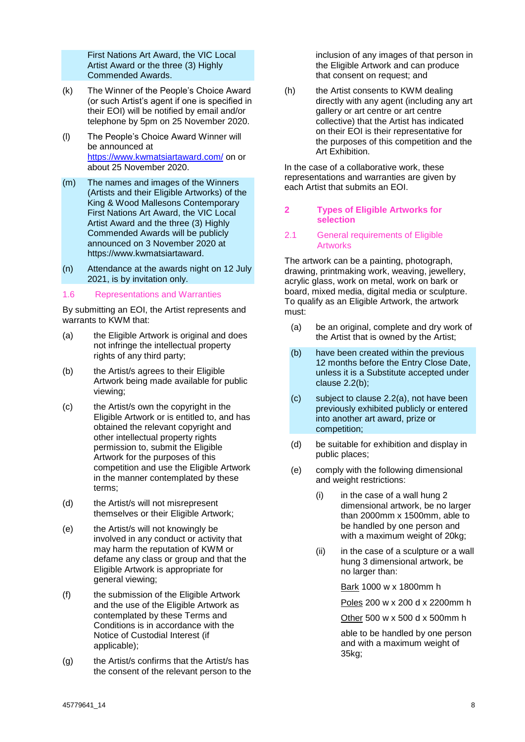First Nations Art Award, the VIC Local Artist Award or the three (3) Highly Commended Awards.

(k) The Winner of the People's Choice Award (or such Artist's agent if one is specified in their EOI) will be notified by email and/or telephone by 5pm on 25 November 2020.

(l) The People's Choice Award Winner will be announced at https://www.kwmatsiartaward.com/ on or about 25 November 2020.

(m) The names and images of the Winners (Artists and their Eligible Artworks) of the King & Wood Mallesons Contemporary First Nations Art Award, the VIC Local Artist Award and the three (3) Highly Commended Awards will be publicly announced on 3 November 2020 at https://www.kwmatsiartaward.

(n) Attendance at the awards night on 12 July 2021, is by invitation only.

### 1.6 Representations and Warranties

By submitting an EOI, the Artist represents and warrants to KWM that:

(a) the Eligible Artwork is original and does not infringe the intellectual property rights of any third party;

(b) the Artist/s agrees to their Eligible Artwork being made available for public viewing;

(c) the Artist/s own the copyright in the Eligible Artwork or is entitled to, and has obtained the relevant copyright and other intellectual property rights permission to, submit the Eligible Artwork for the purposes of this competition and use the Eligible Artwork in the manner contemplated by these terms;

(d) the Artist/s will not misrepresent themselves or their Eligible Artwork;

(e) the Artist/s will not knowingly be involved in any conduct or activity that may harm the reputation of KWM or defame any class or group and that the Eligible Artwork is appropriate for general viewing;

(f) the submission of the Eligible Artwork and the use of the Eligible Artwork as contemplated by these Terms and Conditions is in accordance with the Notice of Custodial Interest (if applicable);

(g) the Artist/s confirms that the Artist/s has the consent of the relevant person to the inclusion of any images of that person in the Eligible Artwork and can produce that consent on request; and

(h) the Artist consents to KWM dealing directly with any agent (including any art gallery or art centre or art centre collective) that the Artist has indicated on their EOI is their representative for the purposes of this competition and the Art Exhibition.

In the case of a collaborative work, these representations and warranties are given by each Artist that submits an EOI.

## 2 Types of Eligible Artworks for selection

### 2.1 General requirements of Eligible Artworks

The artwork can be a painting, photograph, drawing, printmaking work, weaving, jewellery, acrylic glass, work on metal, work on bark or board, mixed media, digital media or sculpture. To qualify as an Eligible Artwork, the artwork must:

(a) be an original, complete and dry work of the Artist that is owned by the Artist;

(b) have been created within the previous 12 months before the Entry Close Date, unless it is a Substitute accepted under clause 2.2(b);

(c) subject to clause 2.2(a), not have been previously exhibited publicly or entered into another art award, prize or competition;

(d) be suitable for exhibition and display in public places;

(e) comply with the following dimensional and weight restrictions:

   (i) in the case of a wall hung 2 dimensional artwork, be no larger than 2000mm x 1500mm, able to be handled by one person and with a maximum weight of 20kg;

   (ii) in the case of a sculpture or a wall hung 3 dimensional artwork, be no larger than:

   Bark 1000 w x 1800mm h

   Poles 200 w x 200 d x 2200mm h

   Other 500 w x 500 d x 500mm h

   able to be handled by one person and with a maximum weight of 35kg;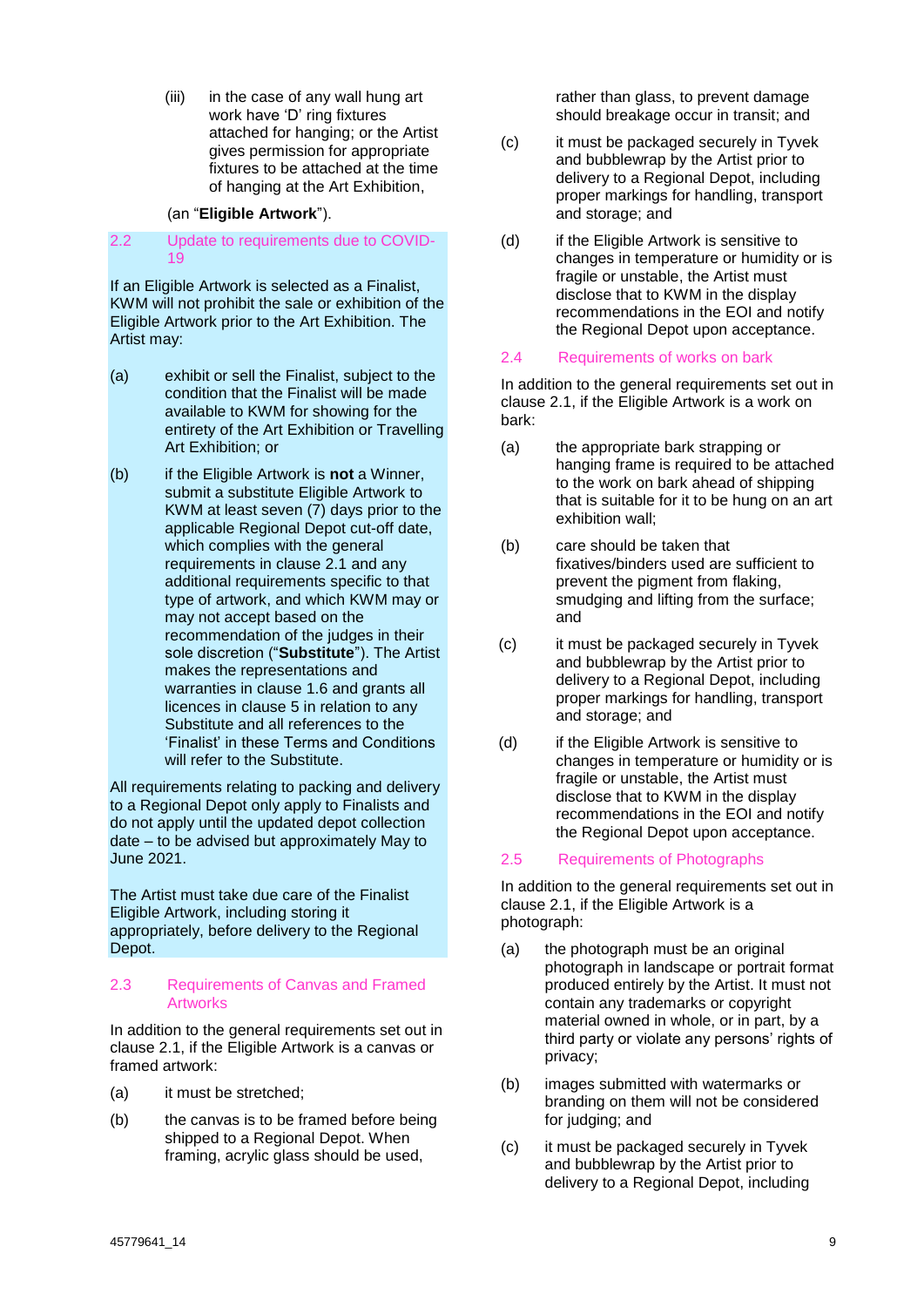(iii) in the case of any wall hung art work have 'D' ring fixtures attached for hanging; or the Artist gives permission for appropriate fixtures to be attached at the time of hanging at the Art Exhibition,

(an "**Eligible Artwork**").

### 2.2 Update to requirements due to COVID-19

If an Eligible Artwork is selected as a Finalist, KWM will not prohibit the sale or exhibition of the Eligible Artwork prior to the Art Exhibition. The Artist may:

(a) exhibit or sell the Finalist, subject to the condition that the Finalist will be made available to KWM for showing for the entirety of the Art Exhibition or Travelling Art Exhibition; or

(b) if the Eligible Artwork is **not** a Winner, submit a substitute Eligible Artwork to KWM at least seven (7) days prior to the applicable Regional Depot cut-off date, which complies with the general requirements in clause 2.1 and any additional requirements specific to that type of artwork, and which KWM may or may not accept based on the recommendation of the judges in their sole discretion ("**Substitute**"). The Artist makes the representations and warranties in clause 1.6 and grants all licences in clause 5 in relation to any Substitute and all references to the 'Finalist' in these Terms and Conditions will refer to the Substitute.

All requirements relating to packing and delivery to a Regional Depot only apply to Finalists and do not apply until the updated depot collection date – to be advised but approximately May to June 2021.

The Artist must take due care of the Finalist Eligible Artwork, including storing it appropriately, before delivery to the Regional Depot.

### 2.3 Requirements of Canvas and Framed Artworks

In addition to the general requirements set out in clause 2.1, if the Eligible Artwork is a canvas or framed artwork:

(a) it must be stretched;

(b) the canvas is to be framed before being shipped to a Regional Depot. When framing, acrylic glass should be used, rather than glass, to prevent damage should breakage occur in transit; and

(c) it must be packaged securely in Tyvek and bubblewrap by the Artist prior to delivery to a Regional Depot, including proper markings for handling, transport and storage; and

(d) if the Eligible Artwork is sensitive to changes in temperature or humidity or is fragile or unstable, the Artist must disclose that to KWM in the display recommendations in the EOI and notify the Regional Depot upon acceptance.

### 2.4 Requirements of works on bark

In addition to the general requirements set out in clause 2.1, if the Eligible Artwork is a work on bark:

(a) the appropriate bark strapping or hanging frame is required to be attached to the work on bark ahead of shipping that is suitable for it to be hung on an art exhibition wall;

(b) care should be taken that fixatives/binders used are sufficient to prevent the pigment from flaking, smudging and lifting from the surface; and

(c) it must be packaged securely in Tyvek and bubblewrap by the Artist prior to delivery to a Regional Depot, including proper markings for handling, transport and storage; and

(d) if the Eligible Artwork is sensitive to changes in temperature or humidity or is fragile or unstable, the Artist must disclose that to KWM in the display recommendations in the EOI and notify the Regional Depot upon acceptance.

### 2.5 Requirements of Photographs

In addition to the general requirements set out in clause 2.1, if the Eligible Artwork is a photograph:

(a) the photograph must be an original photograph in landscape or portrait format produced entirely by the Artist. It must not contain any trademarks or copyright material owned in whole, or in part, by a third party or violate any persons' rights of privacy;

(b) images submitted with watermarks or branding on them will not be considered for judging; and

(c) it must be packaged securely in Tyvek and bubblewrap by the Artist prior to delivery to a Regional Depot, including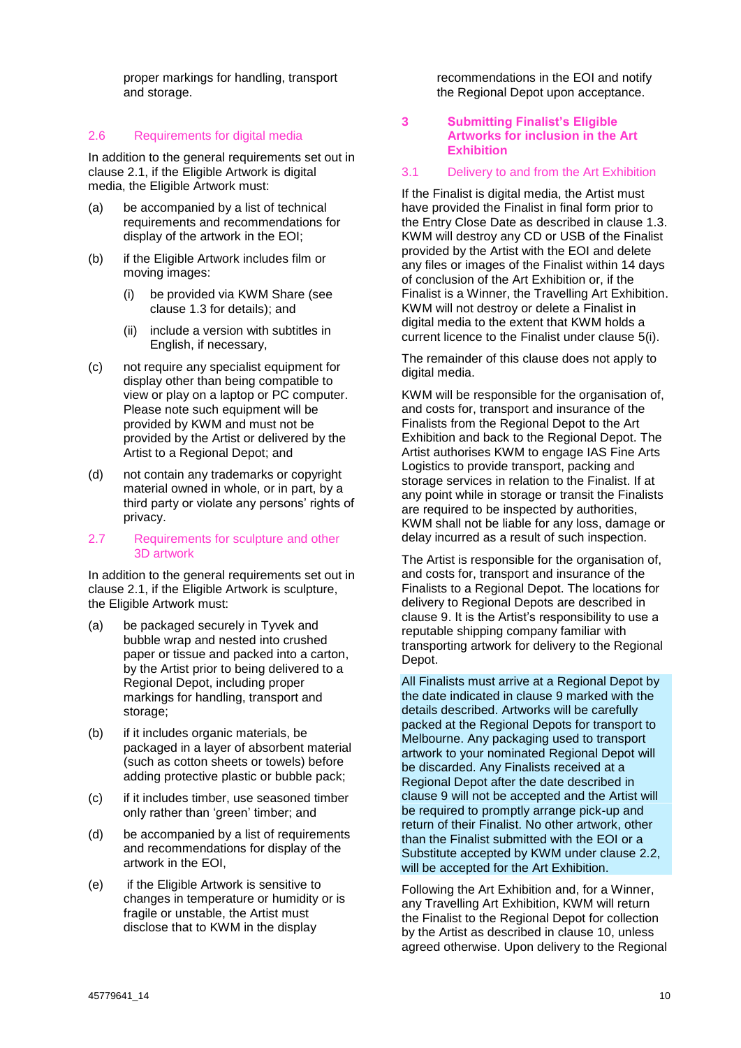proper markings for handling, transport and storage.

### 2.6 Requirements for digital media

In addition to the general requirements set out in clause 2.1, if the Eligible Artwork is digital media, the Eligible Artwork must:

(a) be accompanied by a list of technical requirements and recommendations for display of the artwork in the EOI;

(b) if the Eligible Artwork includes film or moving images:

  (i) be provided via KWM Share (see clause 1.3 for details); and

  (ii) include a version with subtitles in English, if necessary,

(c) not require any specialist equipment for display other than being compatible to view or play on a laptop or PC computer. Please note such equipment will be provided by KWM and must not be provided by the Artist or delivered by the Artist to a Regional Depot; and

(d) not contain any trademarks or copyright material owned in whole, or in part, by a third party or violate any persons' rights of privacy.

### 2.7 Requirements for sculpture and other 3D artwork

In addition to the general requirements set out in clause 2.1, if the Eligible Artwork is sculpture, the Eligible Artwork must:

(a) be packaged securely in Tyvek and bubble wrap and nested into crushed paper or tissue and packed into a carton, by the Artist prior to being delivered to a Regional Depot, including proper markings for handling, transport and storage;

(b) if it includes organic materials, be packaged in a layer of absorbent material (such as cotton sheets or towels) before adding protective plastic or bubble pack;

(c) if it includes timber, use seasoned timber only rather than 'green' timber; and

(d) be accompanied by a list of requirements and recommendations for display of the artwork in the EOI,

(e) if the Eligible Artwork is sensitive to changes in temperature or humidity or is fragile or unstable, the Artist must disclose that to KWM in the display recommendations in the EOI and notify the Regional Depot upon acceptance.

## 3 Submitting Finalist's Eligible Artworks for inclusion in the Art Exhibition

### 3.1 Delivery to and from the Art Exhibition

If the Finalist is digital media, the Artist must have provided the Finalist in final form prior to the Entry Close Date as described in clause 1.3. KWM will destroy any CD or USB of the Finalist provided by the Artist with the EOI and delete any files or images of the Finalist within 14 days of conclusion of the Art Exhibition or, if the Finalist is a Winner, the Travelling Art Exhibition. KWM will not destroy or delete a Finalist in digital media to the extent that KWM holds a current licence to the Finalist under clause 5(i).

The remainder of this clause does not apply to digital media.

KWM will be responsible for the organisation of, and costs for, transport and insurance of the Finalists from the Regional Depot to the Art Exhibition and back to the Regional Depot. The Artist authorises KWM to engage IAS Fine Arts Logistics to provide transport, packing and storage services in relation to the Finalist. If at any point while in storage or transit the Finalists are required to be inspected by authorities, KWM shall not be liable for any loss, damage or delay incurred as a result of such inspection.

The Artist is responsible for the organisation of, and costs for, transport and insurance of the Finalists to a Regional Depot. The locations for delivery to Regional Depots are described in clause 9. It is the Artist's responsibility to use a reputable shipping company familiar with transporting artwork for delivery to the Regional Depot.

All Finalists must arrive at a Regional Depot by the date indicated in clause 9 marked with the details described. Artworks will be carefully packed at the Regional Depots for transport to Melbourne. Any packaging used to transport artwork to your nominated Regional Depot will be discarded. Any Finalists received at a Regional Depot after the date described in clause 9 will not be accepted and the Artist will be required to promptly arrange pick-up and return of their Finalist. No other artwork, other than the Finalist submitted with the EOI or a Substitute accepted by KWM under clause 2.2, will be accepted for the Art Exhibition.

Following the Art Exhibition and, for a Winner, any Travelling Art Exhibition, KWM will return the Finalist to the Regional Depot for collection by the Artist as described in clause 10, unless agreed otherwise. Upon delivery to the Regional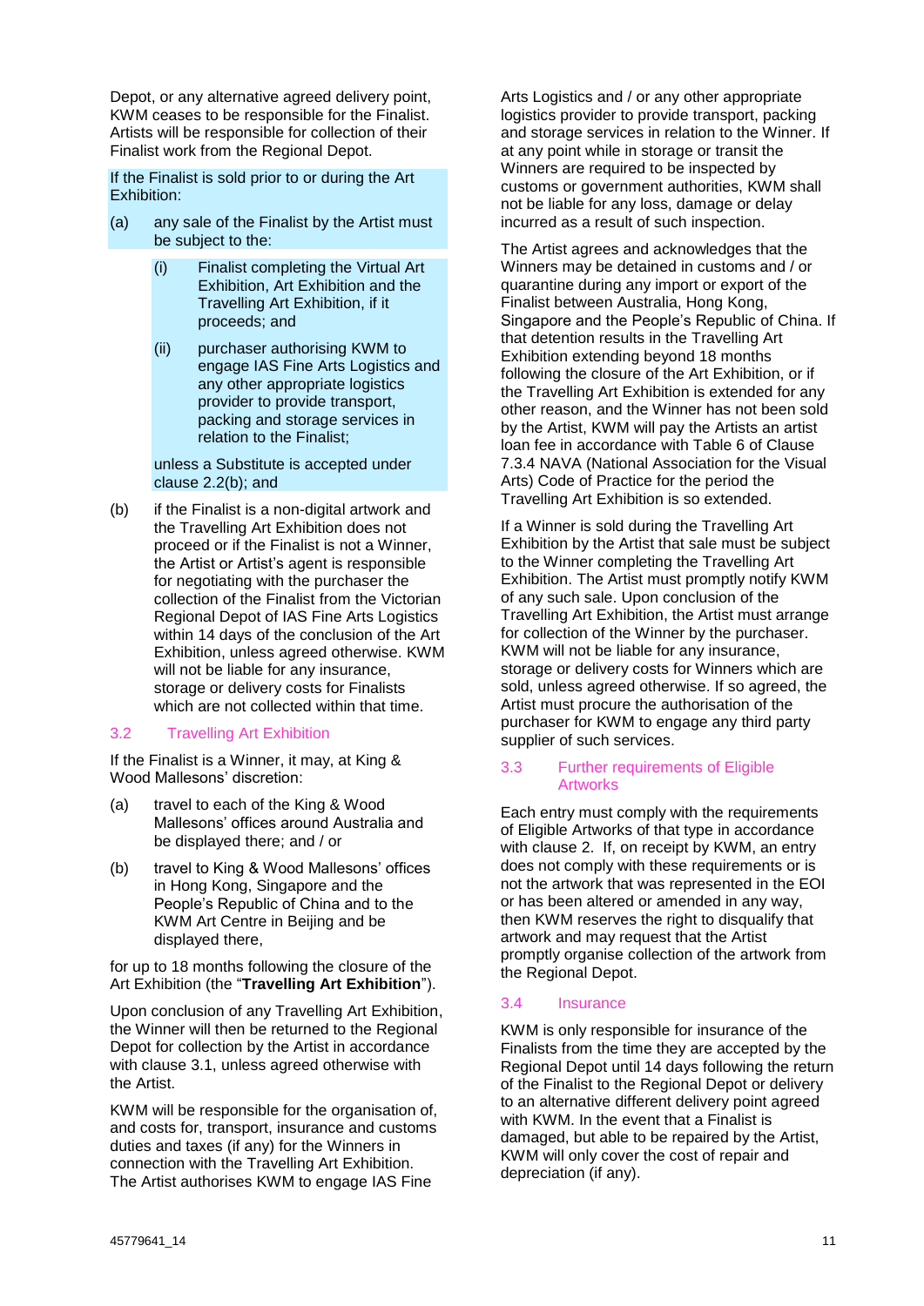Depot, or any alternative agreed delivery point, KWM ceases to be responsible for the Finalist. Artists will be responsible for collection of their Finalist work from the Regional Depot.

If the Finalist is sold prior to or during the Art Exhibition:

(a) any sale of the Finalist by the Artist must be subject to the:

   (i) Finalist completing the Virtual Art Exhibition, Art Exhibition and the Travelling Art Exhibition, if it proceeds; and

   (ii) purchaser authorising KWM to engage IAS Fine Arts Logistics and any other appropriate logistics provider to provide transport, packing and storage services in relation to the Finalist;

   unless a Substitute is accepted under clause 2.2(b); and

(b) if the Finalist is a non-digital artwork and the Travelling Art Exhibition does not proceed or if the Finalist is not a Winner, the Artist or Artist's agent is responsible for negotiating with the purchaser the collection of the Finalist from the Victorian Regional Depot of IAS Fine Arts Logistics within 14 days of the conclusion of the Art Exhibition, unless agreed otherwise. KWM will not be liable for any insurance, storage or delivery costs for Finalists which are not collected within that time.

## 3.2 Travelling Art Exhibition

If the Finalist is a Winner, it may, at King & Wood Mallesons' discretion:

(a) travel to each of the King & Wood Mallesons' offices around Australia and be displayed there; and / or

(b) travel to King & Wood Mallesons' offices in Hong Kong, Singapore and the People's Republic of China and to the KWM Art Centre in Beijing and be displayed there,

for up to 18 months following the closure of the Art Exhibition (the "**Travelling Art Exhibition**").

Upon conclusion of any Travelling Art Exhibition, the Winner will then be returned to the Regional Depot for collection by the Artist in accordance with clause 3.1, unless agreed otherwise with the Artist.

KWM will be responsible for the organisation of, and costs for, transport, insurance and customs duties and taxes (if any) for the Winners in connection with the Travelling Art Exhibition. The Artist authorises KWM to engage IAS Fine Arts Logistics and / or any other appropriate logistics provider to provide transport, packing and storage services in relation to the Winner. If at any point while in storage or transit the Winners are required to be inspected by customs or government authorities, KWM shall not be liable for any loss, damage or delay incurred as a result of such inspection.

The Artist agrees and acknowledges that the Winners may be detained in customs and / or quarantine during any import or export of the Finalist between Australia, Hong Kong, Singapore and the People's Republic of China. If that detention results in the Travelling Art Exhibition extending beyond 18 months following the closure of the Art Exhibition, or if the Travelling Art Exhibition is extended for any other reason, and the Winner has not been sold by the Artist, KWM will pay the Artists an artist loan fee in accordance with Table 6 of Clause 7.3.4 NAVA (National Association for the Visual Arts) Code of Practice for the period the Travelling Art Exhibition is so extended.

If a Winner is sold during the Travelling Art Exhibition by the Artist that sale must be subject to the Winner completing the Travelling Art Exhibition. The Artist must promptly notify KWM of any such sale. Upon conclusion of the Travelling Art Exhibition, the Artist must arrange for collection of the Winner by the purchaser. KWM will not be liable for any insurance, storage or delivery costs for Winners which are sold, unless agreed otherwise. If so agreed, the Artist must procure the authorisation of the purchaser for KWM to engage any third party supplier of such services.

## 3.3 Further requirements of Eligible Artworks

Each entry must comply with the requirements of Eligible Artworks of that type in accordance with clause 2. If, on receipt by KWM, an entry does not comply with these requirements or is not the artwork that was represented in the EOI or has been altered or amended in any way, then KWM reserves the right to disqualify that artwork and may request that the Artist promptly organise collection of the artwork from the Regional Depot.

## 3.4 Insurance

KWM is only responsible for insurance of the Finalists from the time they are accepted by the Regional Depot until 14 days following the return of the Finalist to the Regional Depot or delivery to an alternative different delivery point agreed with KWM. In the event that a Finalist is damaged, but able to be repaired by the Artist, KWM will only cover the cost of repair and depreciation (if any).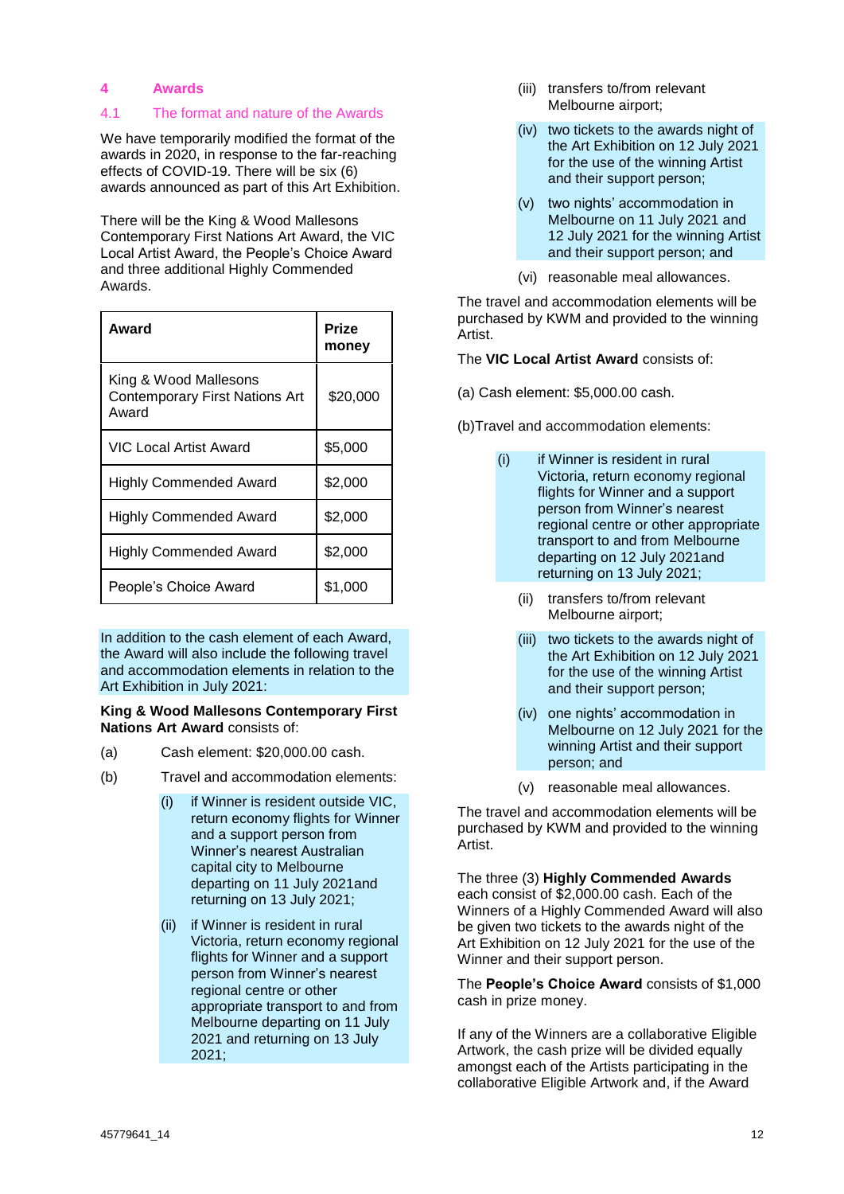## 4 Awards

### 4.1 The format and nature of the Awards

We have temporarily modified the format of the awards in 2020, in response to the far-reaching effects of COVID-19. There will be six (6) awards announced as part of this Art Exhibition.

There will be the King & Wood Mallesons Contemporary First Nations Art Award, the VIC Local Artist Award, the People's Choice Award and three additional Highly Commended Awards.

| Award | Prize money |
|---|---|
| King & Wood Mallesons Contemporary First Nations Art Award | $20,000 |
| VIC Local Artist Award | $5,000 |
| Highly Commended Award | $2,000 |
| Highly Commended Award | $2,000 |
| Highly Commended Award | $2,000 |
| People's Choice Award | $1,000 |

In addition to the cash element of each Award, the Award will also include the following travel and accommodation elements in relation to the Art Exhibition in July 2021:

**King & Wood Mallesons Contemporary First Nations Art Award** consists of:

(a) Cash element: $20,000.00 cash.

(b) Travel and accommodation elements:

(i) if Winner is resident outside VIC, return economy flights for Winner and a support person from Winner's nearest Australian capital city to Melbourne departing on 11 July 2021and returning on 13 July 2021;

(ii) if Winner is resident in rural Victoria, return economy regional flights for Winner and a support person from Winner's nearest regional centre or other appropriate transport to and from Melbourne departing on 11 July 2021 and returning on 13 July 2021;

(iii) transfers to/from relevant Melbourne airport;

(iv) two tickets to the awards night of the Art Exhibition on 12 July 2021 for the use of the winning Artist and their support person;

(v) two nights' accommodation in Melbourne on 11 July 2021 and 12 July 2021 for the winning Artist and their support person; and

(vi) reasonable meal allowances.

The travel and accommodation elements will be purchased by KWM and provided to the winning Artist.

The **VIC Local Artist Award** consists of:

(a) Cash element: $5,000.00 cash.

(b)Travel and accommodation elements:

(i) if Winner is resident in rural Victoria, return economy regional flights for Winner and a support person from Winner's nearest regional centre or other appropriate transport to and from Melbourne departing on 12 July 2021and returning on 13 July 2021;

(ii) transfers to/from relevant Melbourne airport;

(iii) two tickets to the awards night of the Art Exhibition on 12 July 2021 for the use of the winning Artist and their support person;

(iv) one nights' accommodation in Melbourne on 12 July 2021 for the winning Artist and their support person; and

(v) reasonable meal allowances.

The travel and accommodation elements will be purchased by KWM and provided to the winning Artist.

The three (3) **Highly Commended Awards** each consist of $2,000.00 cash. Each of the Winners of a Highly Commended Award will also be given two tickets to the awards night of the Art Exhibition on 12 July 2021 for the use of the Winner and their support person.

The **People's Choice Award** consists of $1,000 cash in prize money.

If any of the Winners are a collaborative Eligible Artwork, the cash prize will be divided equally amongst each of the Artists participating in the collaborative Eligible Artwork and, if the Award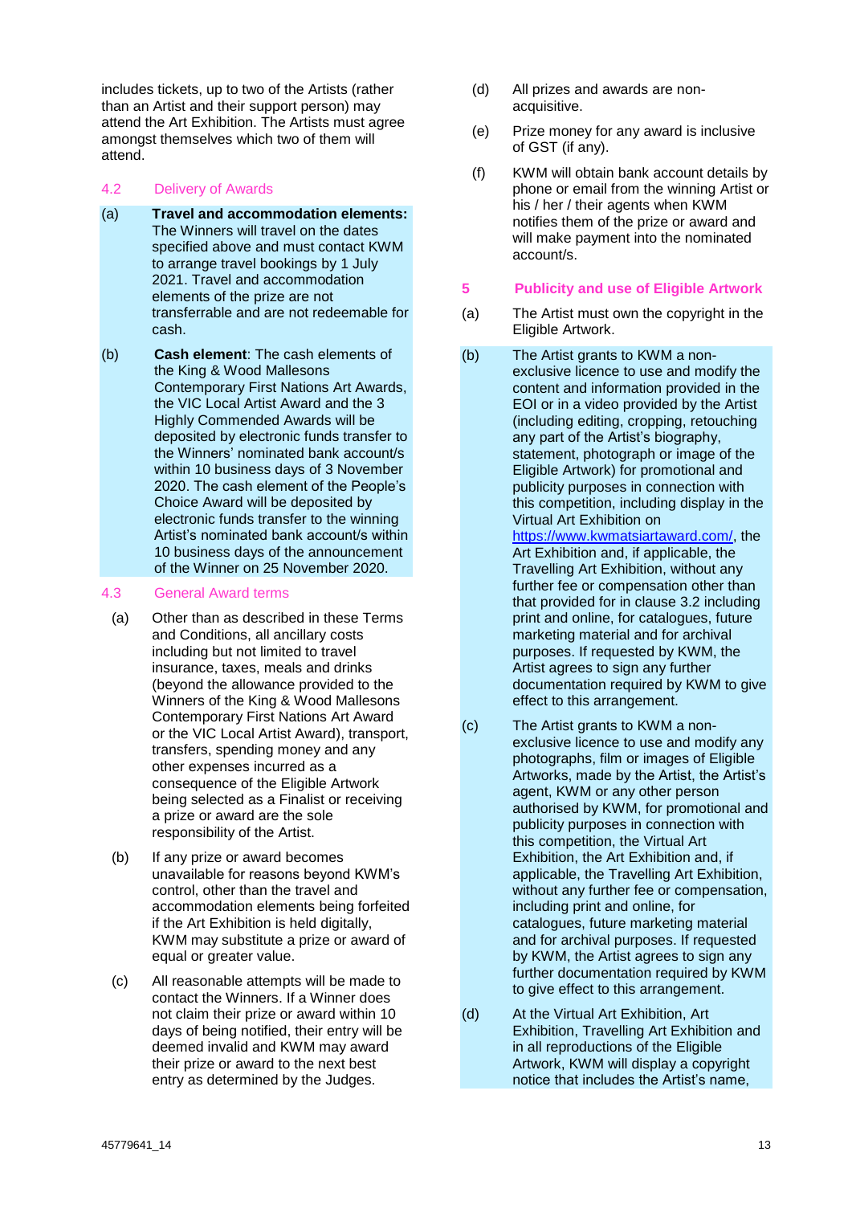includes tickets, up to two of the Artists (rather than an Artist and their support person) may attend the Art Exhibition. The Artists must agree amongst themselves which two of them will attend.

### 4.2 Delivery of Awards

(a) **Travel and accommodation elements:** The Winners will travel on the dates specified above and must contact KWM to arrange travel bookings by 1 July 2021. Travel and accommodation elements of the prize are not transferrable and are not redeemable for cash.

(b) **Cash element**: The cash elements of the King & Wood Mallesons Contemporary First Nations Art Awards, the VIC Local Artist Award and the 3 Highly Commended Awards will be deposited by electronic funds transfer to the Winners' nominated bank account/s within 10 business days of 3 November 2020. The cash element of the People's Choice Award will be deposited by electronic funds transfer to the winning Artist's nominated bank account/s within 10 business days of the announcement of the Winner on 25 November 2020.

### 4.3 General Award terms

(a) Other than as described in these Terms and Conditions, all ancillary costs including but not limited to travel insurance, taxes, meals and drinks (beyond the allowance provided to the Winners of the King & Wood Mallesons Contemporary First Nations Art Award or the VIC Local Artist Award), transport, transfers, spending money and any other expenses incurred as a consequence of the Eligible Artwork being selected as a Finalist or receiving a prize or award are the sole responsibility of the Artist.

(b) If any prize or award becomes unavailable for reasons beyond KWM's control, other than the travel and accommodation elements being forfeited if the Art Exhibition is held digitally, KWM may substitute a prize or award of equal or greater value.

(c) All reasonable attempts will be made to contact the Winners. If a Winner does not claim their prize or award within 10 days of being notified, their entry will be deemed invalid and KWM may award their prize or award to the next best entry as determined by the Judges.

(d) All prizes and awards are non-acquisitive.

(e) Prize money for any award is inclusive of GST (if any).

(f) KWM will obtain bank account details by phone or email from the winning Artist or his / her / their agents when KWM notifies them of the prize or award and will make payment into the nominated account/s.

## 5 Publicity and use of Eligible Artwork

(a) The Artist must own the copyright in the Eligible Artwork.

(b) The Artist grants to KWM a non-exclusive licence to use and modify the content and information provided in the EOI or in a video provided by the Artist (including editing, cropping, retouching any part of the Artist's biography, statement, photograph or image of the Eligible Artwork) for promotional and publicity purposes in connection with this competition, including display in the Virtual Art Exhibition on https://www.kwmatsiartaward.com/, the Art Exhibition and, if applicable, the Travelling Art Exhibition, without any further fee or compensation other than that provided for in clause 3.2 including print and online, for catalogues, future marketing material and for archival purposes. If requested by KWM, the Artist agrees to sign any further documentation required by KWM to give effect to this arrangement.

(c) The Artist grants to KWM a non-exclusive licence to use and modify any photographs, film or images of Eligible Artworks, made by the Artist, the Artist's agent, KWM or any other person authorised by KWM, for promotional and publicity purposes in connection with this competition, the Virtual Art Exhibition, the Art Exhibition and, if applicable, the Travelling Art Exhibition, without any further fee or compensation, including print and online, for catalogues, future marketing material and for archival purposes. If requested by KWM, the Artist agrees to sign any further documentation required by KWM to give effect to this arrangement.

(d) At the Virtual Art Exhibition, Art Exhibition, Travelling Art Exhibition and in all reproductions of the Eligible Artwork, KWM will display a copyright notice that includes the Artist's name,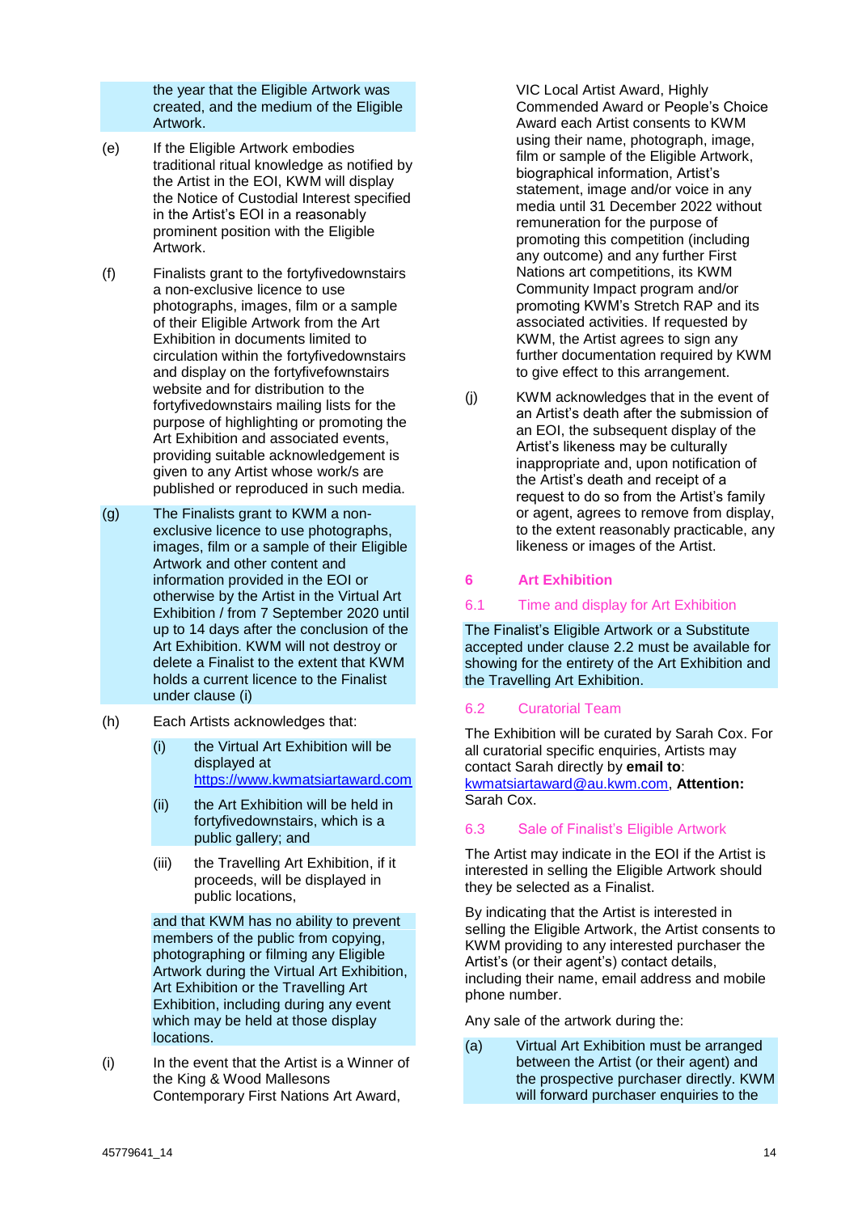the year that the Eligible Artwork was created, and the medium of the Eligible Artwork.

(e) If the Eligible Artwork embodies traditional ritual knowledge as notified by the Artist in the EOI, KWM will display the Notice of Custodial Interest specified in the Artist's EOI in a reasonably prominent position with the Eligible Artwork.

(f) Finalists grant to the fortyfivedownstairs a non-exclusive licence to use photographs, images, film or a sample of their Eligible Artwork from the Art Exhibition in documents limited to circulation within the fortyfivedownstairs and display on the fortyfivefownstairs website and for distribution to the fortyfivedownstairs mailing lists for the purpose of highlighting or promoting the Art Exhibition and associated events, providing suitable acknowledgement is given to any Artist whose work/s are published or reproduced in such media.

(g) The Finalists grant to KWM a non-exclusive licence to use photographs, images, film or a sample of their Eligible Artwork and other content and information provided in the EOI or otherwise by the Artist in the Virtual Art Exhibition / from 7 September 2020 until up to 14 days after the conclusion of the Art Exhibition. KWM will not destroy or delete a Finalist to the extent that KWM holds a current licence to the Finalist under clause (i)

(h) Each Artists acknowledges that:

  (i) the Virtual Art Exhibition will be displayed at https://www.kwmatsiartaward.com

  (ii) the Art Exhibition will be held in fortyfivedownstairs, which is a public gallery; and

  (iii) the Travelling Art Exhibition, if it proceeds, will be displayed in public locations,

  and that KWM has no ability to prevent members of the public from copying, photographing or filming any Eligible Artwork during the Virtual Art Exhibition, Art Exhibition or the Travelling Art Exhibition, including during any event which may be held at those display locations.

(i) In the event that the Artist is a Winner of the King & Wood Mallesons Contemporary First Nations Art Award, VIC Local Artist Award, Highly Commended Award or People's Choice Award each Artist consents to KWM using their name, photograph, image, film or sample of the Eligible Artwork, biographical information, Artist's statement, image and/or voice in any media until 31 December 2022 without remuneration for the purpose of promoting this competition (including any outcome) and any further First Nations art competitions, its KWM Community Impact program and/or promoting KWM's Stretch RAP and its associated activities. If requested by KWM, the Artist agrees to sign any further documentation required by KWM to give effect to this arrangement.

(j) KWM acknowledges that in the event of an Artist's death after the submission of an EOI, the subsequent display of the Artist's likeness may be culturally inappropriate and, upon notification of the Artist's death and receipt of a request to do so from the Artist's family or agent, agrees to remove from display, to the extent reasonably practicable, any likeness or images of the Artist.

## 6 Art Exhibition

### 6.1 Time and display for Art Exhibition

The Finalist's Eligible Artwork or a Substitute accepted under clause 2.2 must be available for showing for the entirety of the Art Exhibition and the Travelling Art Exhibition.

### 6.2 Curatorial Team

The Exhibition will be curated by Sarah Cox. For all curatorial specific enquiries, Artists may contact Sarah directly by **email to**: kwmatsiartaward@au.kwm.com, **Attention:** Sarah Cox.

### 6.3 Sale of Finalist's Eligible Artwork

The Artist may indicate in the EOI if the Artist is interested in selling the Eligible Artwork should they be selected as a Finalist.

By indicating that the Artist is interested in selling the Eligible Artwork, the Artist consents to KWM providing to any interested purchaser the Artist's (or their agent's) contact details, including their name, email address and mobile phone number.

Any sale of the artwork during the:

(a) Virtual Art Exhibition must be arranged between the Artist (or their agent) and the prospective purchaser directly. KWM will forward purchaser enquiries to the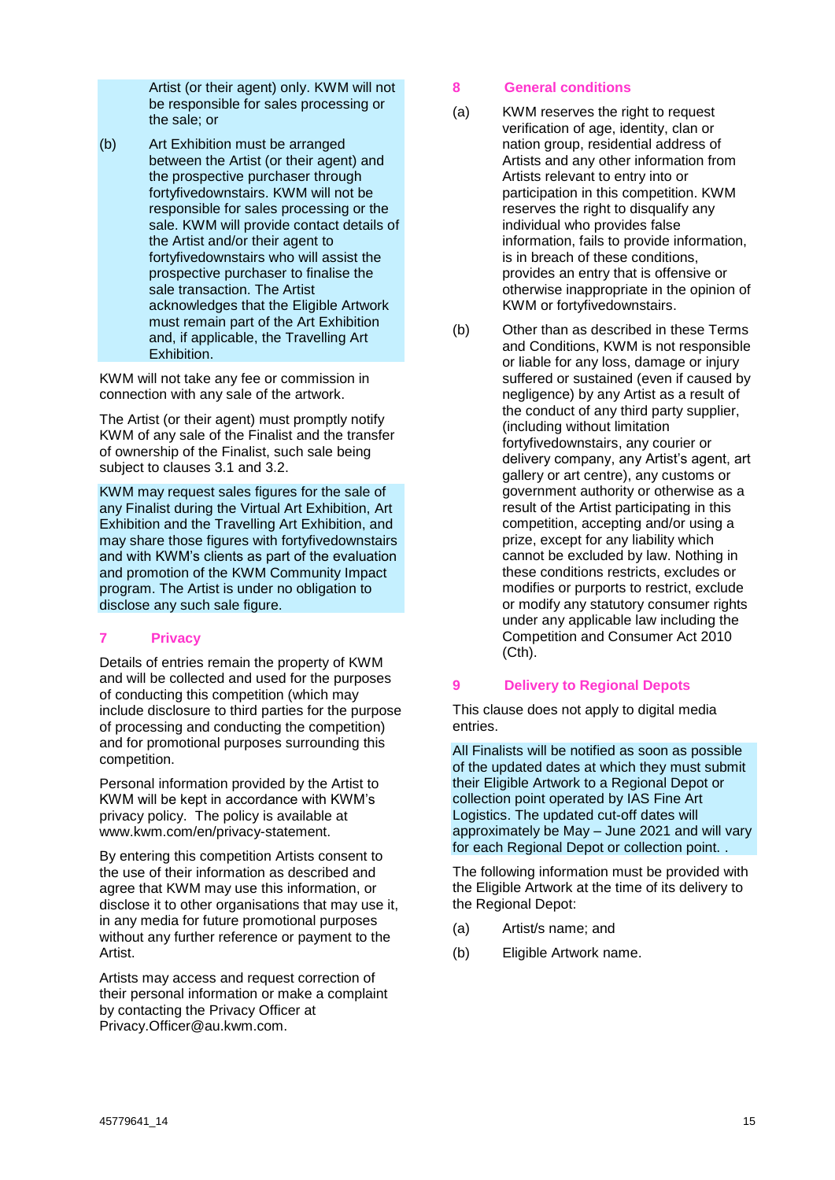Artist (or their agent) only. KWM will not be responsible for sales processing or the sale; or

(b) Art Exhibition must be arranged between the Artist (or their agent) and the prospective purchaser through fortyfivedownstairs. KWM will not be responsible for sales processing or the sale. KWM will provide contact details of the Artist and/or their agent to fortyfivedownstairs who will assist the prospective purchaser to finalise the sale transaction. The Artist acknowledges that the Eligible Artwork must remain part of the Art Exhibition and, if applicable, the Travelling Art Exhibition.

KWM will not take any fee or commission in connection with any sale of the artwork.

The Artist (or their agent) must promptly notify KWM of any sale of the Finalist and the transfer of ownership of the Finalist, such sale being subject to clauses 3.1 and 3.2.

KWM may request sales figures for the sale of any Finalist during the Virtual Art Exhibition, Art Exhibition and the Travelling Art Exhibition, and may share those figures with fortyfivedownstairs and with KWM's clients as part of the evaluation and promotion of the KWM Community Impact program. The Artist is under no obligation to disclose any such sale figure.

## 7 Privacy

Details of entries remain the property of KWM and will be collected and used for the purposes of conducting this competition (which may include disclosure to third parties for the purpose of processing and conducting the competition) and for promotional purposes surrounding this competition.

Personal information provided by the Artist to KWM will be kept in accordance with KWM's privacy policy. The policy is available at www.kwm.com/en/privacy-statement.

By entering this competition Artists consent to the use of their information as described and agree that KWM may use this information, or disclose it to other organisations that may use it, in any media for future promotional purposes without any further reference or payment to the Artist.

Artists may access and request correction of their personal information or make a complaint by contacting the Privacy Officer at Privacy.Officer@au.kwm.com.

## 8 General conditions

(a) KWM reserves the right to request verification of age, identity, clan or nation group, residential address of Artists and any other information from Artists relevant to entry into or participation in this competition. KWM reserves the right to disqualify any individual who provides false information, fails to provide information, is in breach of these conditions, provides an entry that is offensive or otherwise inappropriate in the opinion of KWM or fortyfivedownstairs.

(b) Other than as described in these Terms and Conditions, KWM is not responsible or liable for any loss, damage or injury suffered or sustained (even if caused by negligence) by any Artist as a result of the conduct of any third party supplier, (including without limitation fortyfivedownstairs, any courier or delivery company, any Artist's agent, art gallery or art centre), any customs or government authority or otherwise as a result of the Artist participating in this competition, accepting and/or using a prize, except for any liability which cannot be excluded by law. Nothing in these conditions restricts, excludes or modifies or purports to restrict, exclude or modify any statutory consumer rights under any applicable law including the Competition and Consumer Act 2010 (Cth).

## 9 Delivery to Regional Depots

This clause does not apply to digital media entries.

All Finalists will be notified as soon as possible of the updated dates at which they must submit their Eligible Artwork to a Regional Depot or collection point operated by IAS Fine Art Logistics. The updated cut-off dates will approximately be May – June 2021 and will vary for each Regional Depot or collection point. .

The following information must be provided with the Eligible Artwork at the time of its delivery to the Regional Depot:

(a) Artist/s name; and

(b) Eligible Artwork name.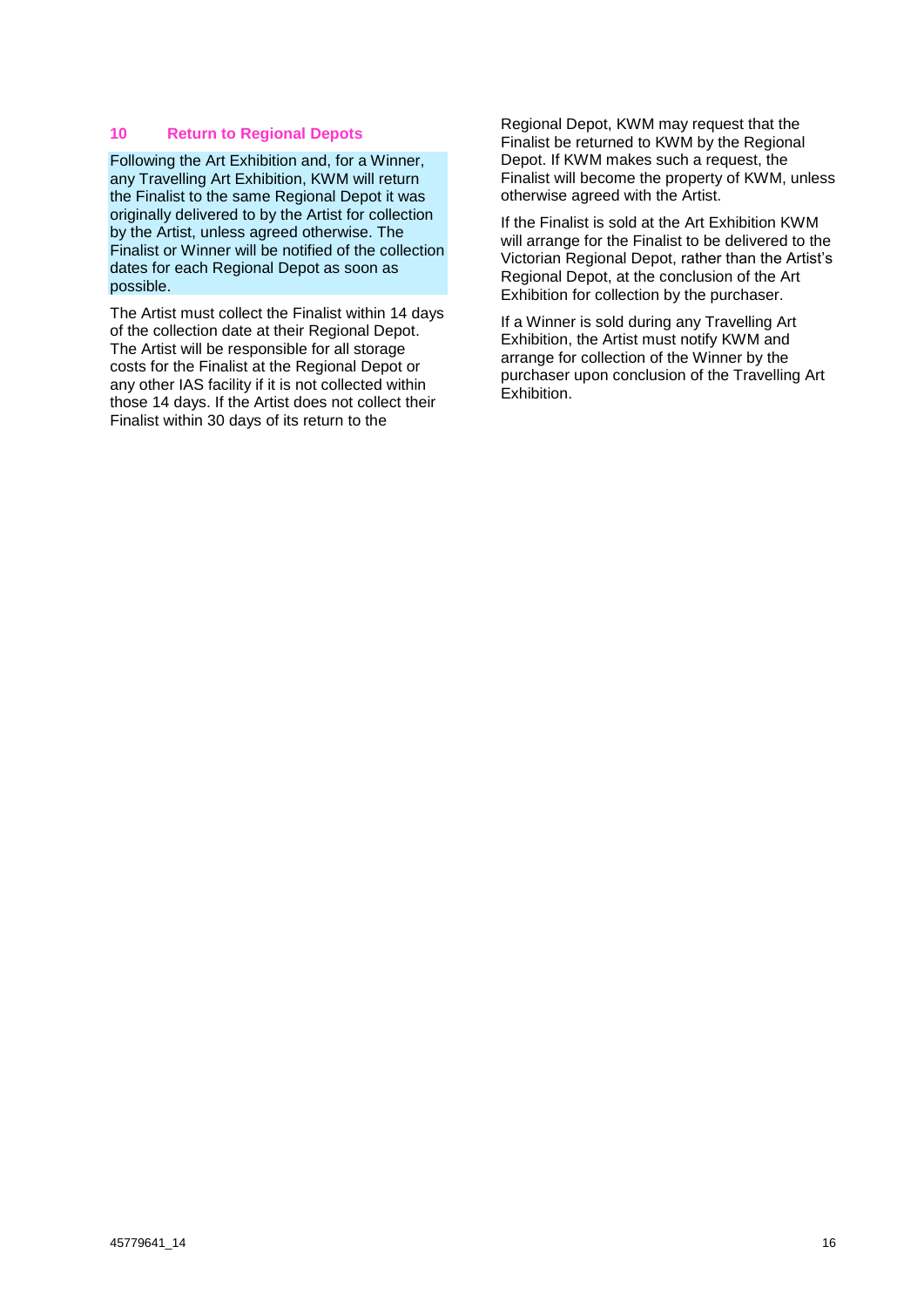## 10 Return to Regional Depots

Following the Art Exhibition and, for a Winner, any Travelling Art Exhibition, KWM will return the Finalist to the same Regional Depot it was originally delivered to by the Artist for collection by the Artist, unless agreed otherwise. The Finalist or Winner will be notified of the collection dates for each Regional Depot as soon as possible.

The Artist must collect the Finalist within 14 days of the collection date at their Regional Depot. The Artist will be responsible for all storage costs for the Finalist at the Regional Depot or any other IAS facility if it is not collected within those 14 days. If the Artist does not collect their Finalist within 30 days of its return to the Regional Depot, KWM may request that the Finalist be returned to KWM by the Regional Depot. If KWM makes such a request, the Finalist will become the property of KWM, unless otherwise agreed with the Artist.

If the Finalist is sold at the Art Exhibition KWM will arrange for the Finalist to be delivered to the Victorian Regional Depot, rather than the Artist's Regional Depot, at the conclusion of the Art Exhibition for collection by the purchaser.

If a Winner is sold during any Travelling Art Exhibition, the Artist must notify KWM and arrange for collection of the Winner by the purchaser upon conclusion of the Travelling Art Exhibition.